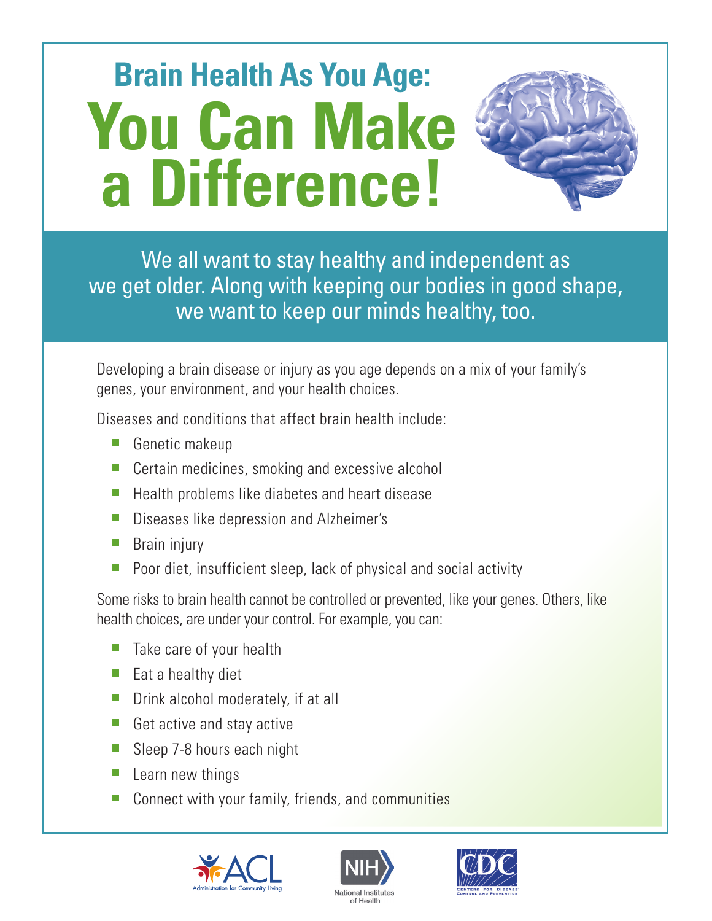# Brain Health As You Age: You Can Make a Difference!

We all want to stay healthy and independent as we get older. Along with keeping our bodies in good shape, we want to keep our minds healthy, too.

Developing a brain disease or injury as you age depends on a mix of your family's genes, your environment, and your health choices.

Diseases and conditions that affect brain health include:

- Genetic makeup
- Certain medicines, smoking and excessive alcohol
- Health problems like diabetes and heart disease
- Diseases like depression and Alzheimer's
- Brain injury
- Poor diet, insufficient sleep, lack of physical and social activity

Some risks to brain health cannot be controlled or prevented, like your genes. Others, like health choices, are under your control. For example, you can:

- Take care of your health
- Eat a healthy diet
- Drink alcohol moderately, if at all
- Get active and stay active
- Sleep 7-8 hours each night
- Learn new things
- Connect with your family, friends, and communities

ACL Administration for Community Living | NIH National Institutes of Health | CDC Centers for Disease Control and Prevention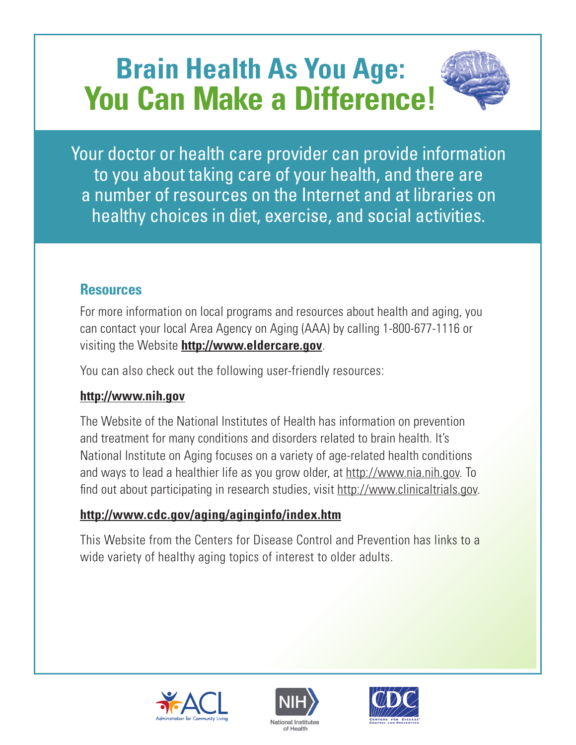# Brain Health As You Age: You Can Make a Difference!

Your doctor or health care provider can provide information to you about taking care of your health, and there are a number of resources on the Internet and at libraries on healthy choices in diet, exercise, and social activities.

## Resources

For more information on local programs and resources about health and aging, you can contact your local Area Agency on Aging (AAA) by calling 1-800-677-1116 or visiting the Website **http://www.eldercare.gov**.

You can also check out the following user-friendly resources:

**http://www.nih.gov**

The Website of the National Institutes of Health has information on prevention and treatment for many conditions and disorders related to brain health. It's National Institute on Aging focuses on a variety of age-related health conditions and ways to lead a healthier life as you grow older, at http://www.nia.nih.gov. To find out about participating in research studies, visit http://www.clinicaltrials.gov.

**http://www.cdc.gov/aging/aginginfo/index.htm**

This Website from the Centers for Disease Control and Prevention has links to a wide variety of healthy aging topics of interest to older adults.

ACL Administration for Community Living

NIH National Institutes of Health

CDC Centers for Disease Control and Prevention